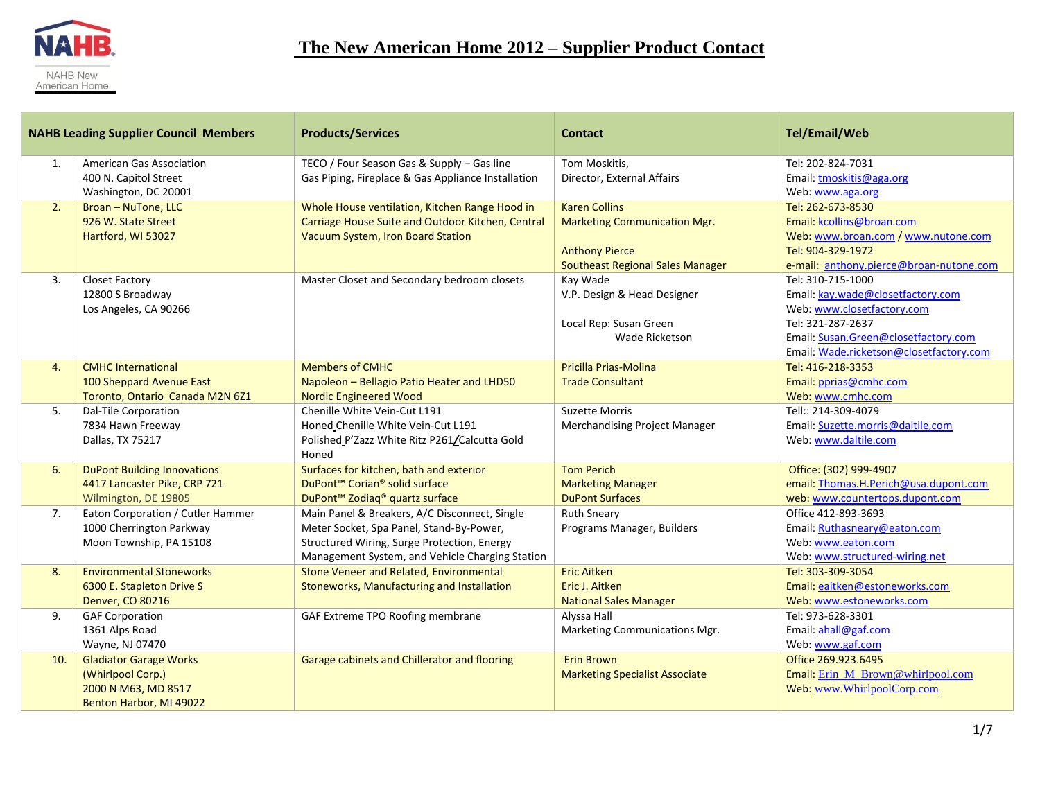NAHB

NAHB New American Home

# The New American Home 2012 – Supplier Product Contact

| | NAHB Leading Supplier Council Members | Products/Services | Contact | Tel/Email/Web |
|---|---|---|---|---|
| 1. | American Gas Association<br>400 N. Capitol Street<br>Washington, DC 20001 | TECO / Four Season Gas & Supply – Gas line<br>Gas Piping, Fireplace & Gas Appliance Installation | Tom Moskitis,<br>Director, External Affairs | Tel: 202-824-7031<br>Email: tmoskitis@aga.org<br>Web: www.aga.org |
| 2. | Broan – NuTone, LLC<br>926 W. State Street<br>Hartford, WI 53027 | Whole House ventilation, Kitchen Range Hood in Carriage House Suite and Outdoor Kitchen, Central Vacuum System, Iron Board Station | Karen Collins<br>Marketing Communication Mgr.<br><br>Anthony Pierce<br>Southeast Regional Sales Manager | Tel: 262-673-8530<br>Email: kcollins@broan.com<br>Web: www.broan.com / www.nutone.com<br>Tel: 904-329-1972<br>e-mail: anthony.pierce@broan-nutone.com |
| 3. | Closet Factory<br>12800 S Broadway<br>Los Angeles, CA 90266 | Master Closet and Secondary bedroom closets | Kay Wade<br>V.P. Design & Head Designer<br><br>Local Rep: Susan Green<br>Wade Ricketson | Tel: 310-715-1000<br>Email: kay.wade@closetfactory.com<br>Web: www.closetfactory.com<br>Tel: 321-287-2637<br>Email: Susan.Green@closetfactory.com<br>Email: Wade.ricketson@closetfactory.com |
| 4. | CMHC International<br>100 Sheppard Avenue East<br>Toronto, Ontario Canada M2N 6Z1 | Members of CMHC<br>Napoleon – Bellagio Patio Heater and LHD50<br>Nordic Engineered Wood | Pricilla Prias-Molina<br>Trade Consultant | Tel: 416-218-3353<br>Email: pprias@cmhc.com<br>Web: www.cmhc.com |
| 5. | Dal-Tile Corporation<br>7834 Hawn Freeway<br>Dallas, TX 75217 | Chenille White Vein-Cut L191<br>Honed Chenille White Vein-Cut L191<br>Polished P'Zazz White Ritz P261/Calcutta Gold Honed | Suzette Morris<br>Merchandising Project Manager | Tell:: 214-309-4079<br>Email: Suzette.morris@daltile,com<br>Web: www.daltile.com |
| 6. | DuPont Building Innovations<br>4417 Lancaster Pike, CRP 721<br>Wilmington, DE 19805 | Surfaces for kitchen, bath and exterior<br>DuPont™ Corian® solid surface<br>DuPont™ Zodiaq® quartz surface | Tom Perich<br>Marketing Manager<br>DuPont Surfaces | Office: (302) 999-4907<br>email: Thomas.H.Perich@usa.dupont.com<br>web: www.countertops.dupont.com |
| 7. | Eaton Corporation / Cutler Hammer<br>1000 Cherrington Parkway<br>Moon Township, PA 15108 | Main Panel & Breakers, A/C Disconnect, Single Meter Socket, Spa Panel, Stand-By-Power, Structured Wiring, Surge Protection, Energy Management System, and Vehicle Charging Station | Ruth Sneary<br>Programs Manager, Builders | Office 412-893-3693<br>Email: Ruthasneary@eaton.com<br>Web: www.eaton.com<br>Web: www.structured-wiring.net |
| 8. | Environmental Stoneworks<br>6300 E. Stapleton Drive S<br>Denver, CO 80216 | Stone Veneer and Related, Environmental Stoneworks, Manufacturing and Installation | Eric Aitken<br>Eric J. Aitken<br>National Sales Manager | Tel: 303-309-3054<br>Email: eaitken@estoneworks.com<br>Web: www.estoneworks.com |
| 9. | GAF Corporation<br>1361 Alps Road<br>Wayne, NJ 07470 | GAF Extreme TPO Roofing membrane | Alyssa Hall<br>Marketing Communications Mgr. | Tel: 973-628-3301<br>Email: ahall@gaf.com<br>Web: www.gaf.com |
| 10. | Gladiator Garage Works<br>(Whirlpool Corp.)<br>2000 N M63, MD 8517<br>Benton Harbor, MI 49022 | Garage cabinets and Chillerator and flooring | Erin Brown<br>Marketing Specialist Associate | Office 269.923.6495<br>Email: Erin_M_Brown@whirlpool.com<br>Web: www.WhirlpoolCorp.com |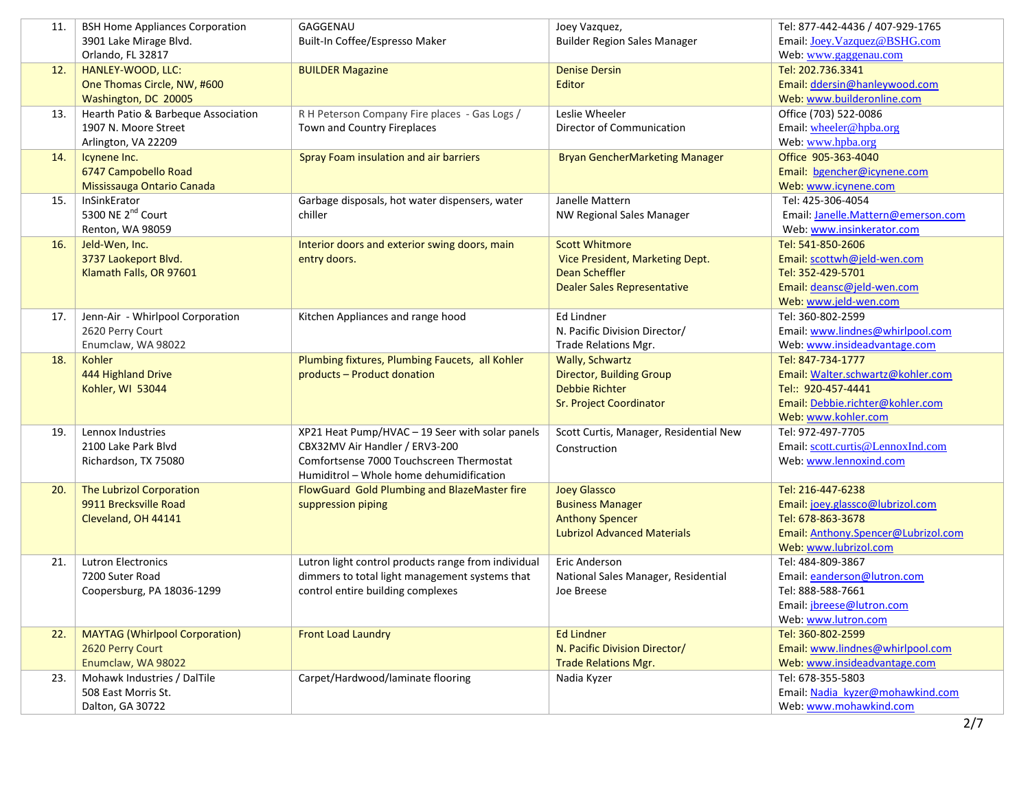| 11. | BSH Home Appliances Corporation<br>3901 Lake Mirage Blvd.<br>Orlando, FL 32817 | GAGGENAU<br>Built-In Coffee/Espresso Maker | Joey Vazquez,<br>Builder Region Sales Manager | Tel: 877-442-4436 / 407-929-1765<br>Email: Joey.Vazquez@BSHG.com<br>Web: www.gaggenau.com |
|---|---|---|---|---|
| 12. | HANLEY-WOOD, LLC:<br>One Thomas Circle, NW, #600<br>Washington, DC 20005 | BUILDER Magazine | Denise Dersin<br>Editor | Tel: 202.736.3341<br>Email: ddersin@hanleywood.com<br>Web: www.builderonline.com |
| 13. | Hearth Patio & Barbeque Association<br>1907 N. Moore Street<br>Arlington, VA 22209 | R H Peterson Company Fire places - Gas Logs /<br>Town and Country Fireplaces | Leslie Wheeler<br>Director of Communication | Office (703) 522-0086<br>Email: wheeler@hpba.org<br>Web: www.hpba.org |
| 14. | Icynene Inc.<br>6747 Campobello Road<br>Mississauga Ontario Canada | Spray Foam insulation and air barriers | Bryan GencherMarketing Manager | Office 905-363-4040<br>Email: bgencher@icynene.com<br>Web: www.icynene.com |
| 15. | InSinkErator<br>5300 NE 2nd Court<br>Renton, WA 98059 | Garbage disposals, hot water dispensers, water chiller | Janelle Mattern<br>NW Regional Sales Manager | Tel: 425-306-4054<br>Email: Janelle.Mattern@emerson.com<br>Web: www.insinkerator.com |
| 16. | Jeld-Wen, Inc.<br>3737 Laokeport Blvd.<br>Klamath Falls, OR 97601 | Interior doors and exterior swing doors, main entry doors. | Scott Whitmore<br>Vice President, Marketing Dept.<br>Dean Scheffler<br>Dealer Sales Representative | Tel: 541-850-2606<br>Email: scottwh@jeld-wen.com<br>Tel: 352-429-5701<br>Email: deansc@jeld-wen.com<br>Web: www.jeld-wen.com |
| 17. | Jenn-Air - Whirlpool Corporation<br>2620 Perry Court<br>Enumclaw, WA 98022 | Kitchen Appliances and range hood | Ed Lindner<br>N. Pacific Division Director/<br>Trade Relations Mgr. | Tel: 360-802-2599<br>Email: www.lindnes@whirlpool.com<br>Web: www.insideadvantage.com |
| 18. | Kohler<br>444 Highland Drive<br>Kohler, WI 53044 | Plumbing fixtures, Plumbing Faucets, all Kohler products – Product donation | Wally, Schwartz<br>Director, Building Group<br>Debbie Richter<br>Sr. Project Coordinator | Tel: 847-734-1777<br>Email: Walter.schwartz@kohler.com<br>Tel:: 920-457-4441<br>Email: Debbie.richter@kohler.com<br>Web: www.kohler.com |
| 19. | Lennox Industries<br>2100 Lake Park Blvd<br>Richardson, TX 75080 | XP21 Heat Pump/HVAC – 19 Seer with solar panels<br>CBX32MV Air Handler / ERV3-200<br>Comfortsense 7000 Touchscreen Thermostat<br>Humiditrol – Whole home dehumidification | Scott Curtis, Manager, Residential New Construction | Tel: 972-497-7705<br>Email: scott.curtis@LennoxInd.com<br>Web: www.lennoxind.com |
| 20. | The Lubrizol Corporation<br>9911 Brecksville Road<br>Cleveland, OH 44141 | FlowGuard Gold Plumbing and BlazeMaster fire suppression piping | Joey Glassco<br>Business Manager<br>Anthony Spencer<br>Lubrizol Advanced Materials | Tel: 216-447-6238<br>Email: joey.glassco@lubrizol.com<br>Tel: 678-863-3678<br>Email: Anthony.Spencer@Lubrizol.com<br>Web: www.lubrizol.com |
| 21. | Lutron Electronics<br>7200 Suter Road<br>Coopersburg, PA 18036-1299 | Lutron light control products range from individual dimmers to total light management systems that control entire building complexes | Eric Anderson<br>National Sales Manager, Residential<br>Joe Breese | Tel: 484-809-3867<br>Email: eanderson@lutron.com<br>Tel: 888-588-7661<br>Email: jbreese@lutron.com<br>Web: www.lutron.com |
| 22. | MAYTAG (Whirlpool Corporation)<br>2620 Perry Court<br>Enumclaw, WA 98022 | Front Load Laundry | Ed Lindner<br>N. Pacific Division Director/<br>Trade Relations Mgr. | Tel: 360-802-2599<br>Email: www.lindnes@whirlpool.com<br>Web: www.insideadvantage.com |
| 23. | Mohawk Industries / DalTile<br>508 East Morris St.<br>Dalton, GA 30722 | Carpet/Hardwood/laminate flooring | Nadia Kyzer | Tel: 678-355-5803<br>Email: Nadia_kyzer@mohawkind.com<br>Web: www.mohawkind.com |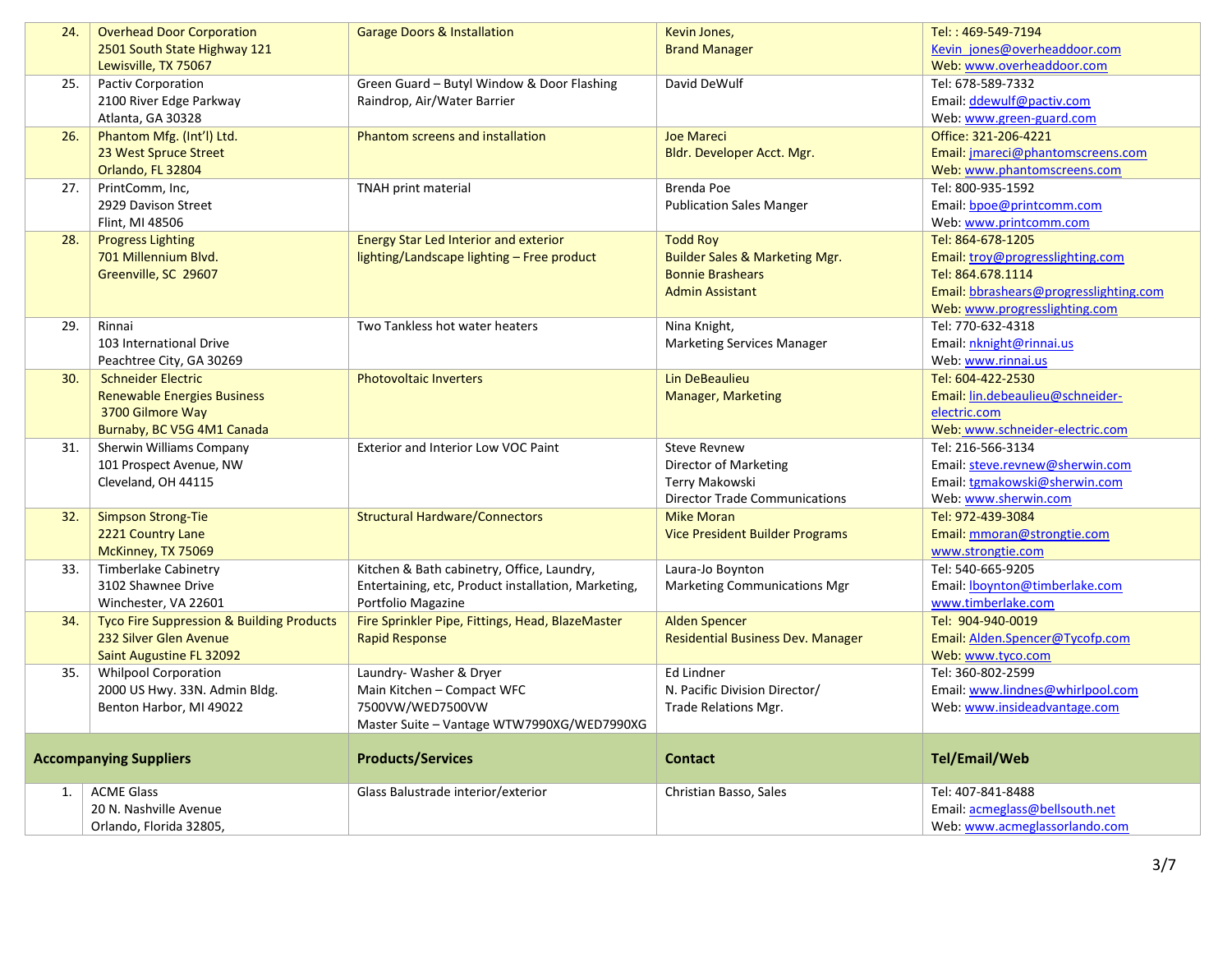| | | | | |
|---|---|---|---|---|
| 24. | Overhead Door Corporation<br>2501 South State Highway 121<br>Lewisville, TX 75067 | Garage Doors & Installation | Kevin Jones,<br>Brand Manager | Tel: : 469-549-7194<br>Kevin_jones@overheaddoor.com<br>Web: www.overheaddoor.com |
| 25. | Pactiv Corporation<br>2100 River Edge Parkway<br>Atlanta, GA 30328 | Green Guard – Butyl Window & Door Flashing<br>Raindrop, Air/Water Barrier | David DeWulf | Tel: 678-589-7332<br>Email: ddewulf@pactiv.com<br>Web: www.green-guard.com |
| 26. | Phantom Mfg. (Int'l) Ltd.<br>23 West Spruce Street<br>Orlando, FL 32804 | Phantom screens and installation | Joe Mareci<br>Bldr. Developer Acct. Mgr. | Office: 321-206-4221<br>Email: jmareci@phantomscreens.com<br>Web: www.phantomscreens.com |
| 27. | PrintComm, Inc,<br>2929 Davison Street<br>Flint, MI 48506 | TNAH print material | Brenda Poe<br>Publication Sales Manger | Tel: 800-935-1592<br>Email: bpoe@printcomm.com<br>Web: www.printcomm.com |
| 28. | Progress Lighting<br>701 Millennium Blvd.<br>Greenville, SC 29607 | Energy Star Led Interior and exterior lighting/Landscape lighting – Free product | Todd Roy<br>Builder Sales & Marketing Mgr.<br>Bonnie Brashears<br>Admin Assistant | Tel: 864-678-1205<br>Email: troy@progresslighting.com<br>Tel: 864.678.1114<br>Email: bbrashears@progresslighting.com<br>Web: www.progresslighting.com |
| 29. | Rinnai<br>103 International Drive<br>Peachtree City, GA 30269 | Two Tankless hot water heaters | Nina Knight,<br>Marketing Services Manager | Tel: 770-632-4318<br>Email: nknight@rinnai.us<br>Web: www.rinnai.us |
| 30. | Schneider Electric<br>Renewable Energies Business<br>3700 Gilmore Way<br>Burnaby, BC V5G 4M1 Canada | Photovoltaic Inverters | Lin DeBeaulieu<br>Manager, Marketing | Tel: 604-422-2530<br>Email: lin.debeaulieu@schneider-electric.com<br>Web: www.schneider-electric.com |
| 31. | Sherwin Williams Company<br>101 Prospect Avenue, NW<br>Cleveland, OH 44115 | Exterior and Interior Low VOC Paint | Steve Revnew<br>Director of Marketing<br>Terry Makowski<br>Director Trade Communications | Tel: 216-566-3134<br>Email: steve.revnew@sherwin.com<br>Email: tgmakowski@sherwin.com<br>Web: www.sherwin.com |
| 32. | Simpson Strong-Tie<br>2221 Country Lane<br>McKinney, TX 75069 | Structural Hardware/Connectors | Mike Moran<br>Vice President Builder Programs | Tel: 972-439-3084<br>Email: mmoran@strongtie.com<br>www.strongtie.com |
| 33. | Timberlake Cabinetry<br>3102 Shawnee Drive<br>Winchester, VA 22601 | Kitchen & Bath cabinetry, Office, Laundry, Entertaining, etc, Product installation, Marketing, Portfolio Magazine | Laura-Jo Boynton<br>Marketing Communications Mgr | Tel: 540-665-9205<br>Email: lboynton@timberlake.com<br>www.timberlake.com |
| 34. | Tyco Fire Suppression & Building Products<br>232 Silver Glen Avenue<br>Saint Augustine FL 32092 | Fire Sprinkler Pipe, Fittings, Head, BlazeMaster Rapid Response | Alden Spencer<br>Residential Business Dev. Manager | Tel: 904-940-0019<br>Email: Alden.Spencer@Tycofp.com<br>Web: www.tyco.com |
| 35. | Whilpool Corporation<br>2000 US Hwy. 33N. Admin Bldg.<br>Benton Harbor, MI 49022 | Laundry- Washer & Dryer<br>Main Kitchen – Compact WFC 7500VW/WED7500VW<br>Master Suite – Vantage WTW7990XG/WED7990XG | Ed Lindner<br>N. Pacific Division Director/<br>Trade Relations Mgr. | Tel: 360-802-2599<br>Email: www.lindnes@whirlpool.com<br>Web: www.insideadvantage.com |
| **Accompanying Suppliers** | | **Products/Services** | **Contact** | **Tel/Email/Web** |
| 1. | ACME Glass<br>20 N. Nashville Avenue<br>Orlando, Florida 32805, | Glass Balustrade interior/exterior | Christian Basso, Sales | Tel: 407-841-8488<br>Email: acmeglass@bellsouth.net<br>Web: www.acmeglassorlando.com |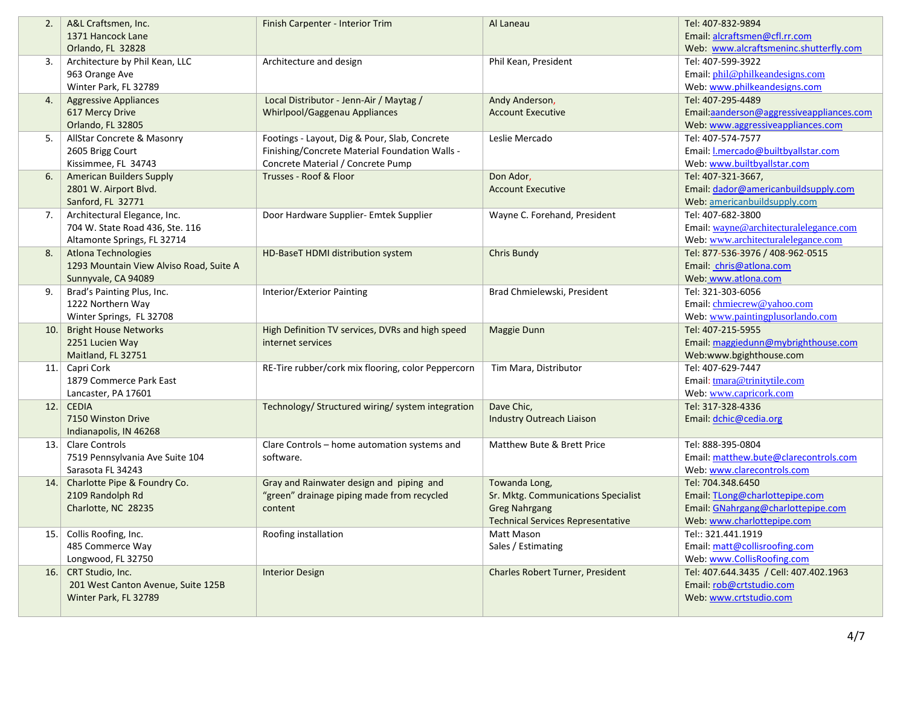| | | | | |
|---|---|---|---|---|
| 2. | A&L Craftsmen, Inc.<br>1371 Hancock Lane<br>Orlando, FL 32828 | Finish Carpenter - Interior Trim | Al Laneau | Tel: 407-832-9894<br>Email: alcraftsmen@cfl.rr.com<br>Web: www.alcraftsmeninc.shutterfly.com |
| 3. | Architecture by Phil Kean, LLC<br>963 Orange Ave<br>Winter Park, FL 32789 | Architecture and design | Phil Kean, President | Tel: 407-599-3922<br>Email: phil@philkeandesigns.com<br>Web: www.philkeandesigns.com |
| 4. | Aggressive Appliances<br>617 Mercy Drive<br>Orlando, FL 32805 | Local Distributor - Jenn-Air / Maytag / Whirlpool/Gaggenau Appliances | Andy Anderson,<br>Account Executive | Tel: 407-295-4489<br>Email:aanderson@aggressiveappliances.com<br>Web: www.aggressiveappliances.com |
| 5. | AllStar Concrete & Masonry<br>2605 Brigg Court<br>Kissimmee, FL 34743 | Footings - Layout, Dig & Pour, Slab, Concrete Finishing/Concrete Material Foundation Walls - Concrete Material / Concrete Pump | Leslie Mercado | Tel: 407-574-7577<br>Email: l.mercado@builtbyallstar.com<br>Web: www.builtbyallstar.com |
| 6. | American Builders Supply<br>2801 W. Airport Blvd.<br>Sanford, FL 32771 | Trusses - Roof & Floor | Don Ador,<br>Account Executive | Tel: 407-321-3667,<br>Email: dador@americanbuildsupply.com<br>Web: americanbuildsupply.com |
| 7. | Architectural Elegance, Inc.<br>704 W. State Road 436, Ste. 116<br>Altamonte Springs, FL 32714 | Door Hardware Supplier- Emtek Supplier | Wayne C. Forehand, President | Tel: 407-682-3800<br>Email: wayne@architecturalelegance.com<br>Web: www.architecturalelegance.com |
| 8. | Atlona Technologies<br>1293 Mountain View Alviso Road, Suite A<br>Sunnyvale, CA 94089 | HD-BaseT HDMI distribution system | Chris Bundy | Tel: 877-536-3976 / 408-962-0515<br>Email: chris@atlona.com<br>Web: www.atlona.com |
| 9. | Brad's Painting Plus, Inc.<br>1222 Northern Way<br>Winter Springs, FL 32708 | Interior/Exterior Painting | Brad Chmielewski, President | Tel: 321-303-6056<br>Email: chmiecrew@yahoo.com<br>Web: www.paintingplusorlando.com |
| 10. | Bright House Networks<br>2251 Lucien Way<br>Maitland, FL 32751 | High Definition TV services, DVRs and high speed internet services | Maggie Dunn | Tel: 407-215-5955<br>Email: maggiedunn@mybrighthouse.com<br>Web:www.bgighthouse.com |
| 11. | Capri Cork<br>1879 Commerce Park East<br>Lancaster, PA 17601 | RE-Tire rubber/cork mix flooring, color Peppercorn | Tim Mara, Distributor | Tel: 407-629-7447<br>Email: tmara@trinitytile.com<br>Web: www.capricork.com |
| 12. | CEDIA<br>7150 Winston Drive<br>Indianapolis, IN 46268 | Technology/ Structured wiring/ system integration | Dave Chic,<br>Industry Outreach Liaison | Tel: 317-328-4336<br>Email: dchic@cedia.org |
| 13. | Clare Controls<br>7519 Pennsylvania Ave Suite 104<br>Sarasota FL 34243 | Clare Controls – home automation systems and software. | Matthew Bute & Brett Price | Tel: 888-395-0804<br>Email: matthew.bute@clarecontrols.com<br>Web: www.clarecontrols.com |
| 14. | Charlotte Pipe & Foundry Co.<br>2109 Randolph Rd<br>Charlotte, NC 28235 | Gray and Rainwater design and piping and "green" drainage piping made from recycled content | Towanda Long,<br>Sr. Mktg. Communications Specialist<br>Greg Nahrgang<br>Technical Services Representative | Tel: 704.348.6450<br>Email: TLong@charlottepipe.com<br>Email: GNahrgang@charlottepipe.com<br>Web: www.charlottepipe.com |
| 15. | Collis Roofing, Inc.<br>485 Commerce Way<br>Longwood, FL 32750 | Roofing installation | Matt Mason<br>Sales / Estimating | Tel:: 321.441.1919<br>Email: matt@collisroofing.com<br>Web: www.CollisRoofing.com |
| 16. | CRT Studio, Inc.<br>201 West Canton Avenue, Suite 125B<br>Winter Park, FL 32789 | Interior Design | Charles Robert Turner, President | Tel: 407.644.3435 / Cell: 407.402.1963<br>Email: rob@crtstudio.com<br>Web: www.crtstudio.com |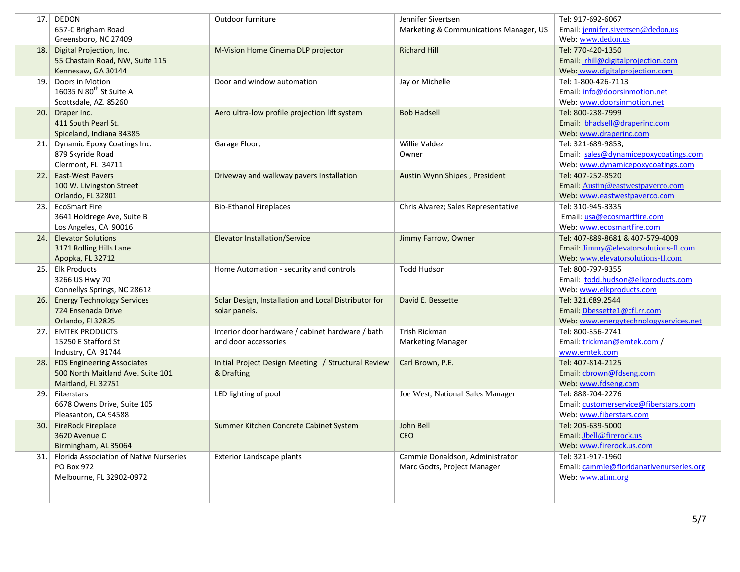| | | | | |
|---|---|---|---|---|
| 17. | DEDON<br>657-C Brigham Road<br>Greensboro, NC 27409 | Outdoor furniture | Jennifer Sivertsen<br>Marketing & Communications Manager, US | Tel: 917-692-6067<br>Email: jennifer.sivertsen@dedon.us<br>Web: www.dedon.us |
| 18. | Digital Projection, Inc.<br>55 Chastain Road, NW, Suite 115<br>Kennesaw, GA 30144 | M-Vision Home Cinema DLP projector | Richard Hill | Tel: 770-420-1350<br>Email: rhill@digitalprojection.com<br>Web: www.digitalprojection.com |
| 19. | Doors in Motion<br>16035 N 80th St Suite A<br>Scottsdale, AZ. 85260 | Door and window automation | Jay or Michelle | Tel: 1-800-426-7113<br>Email: info@doorsinmotion.net<br>Web: www.doorsinmotion.net |
| 20. | Draper Inc.<br>411 South Pearl St.<br>Spiceland, Indiana 34385 | Aero ultra-low profile projection lift system | Bob Hadsell | Tel: 800-238-7999<br>Email: bhadsell@draperinc.com<br>Web: www.draperinc.com |
| 21. | Dynamic Epoxy Coatings Inc.<br>879 Skyride Road<br>Clermont, FL 34711 | Garage Floor, | Willie Valdez<br>Owner | Tel: 321-689-9853,<br>Email: sales@dynamicepoxycoatings.com<br>Web: www.dynamicepoxycoatings.com |
| 22. | East-West Pavers<br>100 W. Livingston Street<br>Orlando, FL 32801 | Driveway and walkway pavers Installation | Austin Wynn Shipes , President | Tel: 407-252-8520<br>Email: Austin@eastwestpaverco.com<br>Web: www.eastwestpaverco.com |
| 23. | EcoSmart Fire<br>3641 Holdrege Ave, Suite B<br>Los Angeles, CA 90016 | Bio-Ethanol Fireplaces | Chris Alvarez; Sales Representative | Tel: 310-945-3335<br>Email: usa@ecosmartfire.com<br>Web: www.ecosmartfire.com |
| 24. | Elevator Solutions<br>3171 Rolling Hills Lane<br>Apopka, FL 32712 | Elevator Installation/Service | Jimmy Farrow, Owner | Tel: 407-889-8681 & 407-579-4009<br>Email: Jimmy@elevatorsolutions-fl.com<br>Web: www.elevatorsolutions-fl.com |
| 25. | Elk Products<br>3266 US Hwy 70<br>Connellys Springs, NC 28612 | Home Automation - security and controls | Todd Hudson | Tel: 800-797-9355<br>Email: todd.hudson@elkproducts.com<br>Web: www.elkproducts.com |
| 26. | Energy Technology Services<br>724 Ensenada Drive<br>Orlando, Fl 32825 | Solar Design, Installation and Local Distributor for solar panels. | David E. Bessette | Tel: 321.689.2544<br>Email: Dbessette1@cfl.rr.com<br>Web: www.energytechnologyservices.net |
| 27. | EMTEK PRODUCTS<br>15250 E Stafford St<br>Industry, CA 91744 | Interior door hardware / cabinet hardware / bath and door accessories | Trish Rickman<br>Marketing Manager | Tel: 800-356-2741<br>Email: trickman@emtek.com /<br>www.emtek.com |
| 28. | FDS Engineering Associates<br>500 North Maitland Ave. Suite 101<br>Maitland, FL 32751 | Initial Project Design Meeting / Structural Review & Drafting | Carl Brown, P.E. | Tel: 407-814-2125<br>Email: cbrown@fdseng.com<br>Web: www.fdseng.com |
| 29. | Fiberstars<br>6678 Owens Drive, Suite 105<br>Pleasanton, CA 94588 | LED lighting of pool | Joe West, National Sales Manager | Tel: 888-704-2276<br>Email: customerservice@fiberstars.com<br>Web: www.fiberstars.com |
| 30. | FireRock Fireplace<br>3620 Avenue C<br>Birmingham, AL 35064 | Summer Kitchen Concrete Cabinet System | John Bell<br>CEO | Tel: 205-639-5000<br>Email: Jbell@firerock.us<br>Web: www.firerock.us.com |
| 31. | Florida Association of Native Nurseries<br>PO Box 972<br>Melbourne, FL 32902-0972 | Exterior Landscape plants | Cammie Donaldson, Administrator<br>Marc Godts, Project Manager | Tel: 321-917-1960<br>Email: cammie@floridanativenurseries.org<br>Web: www.afnn.org |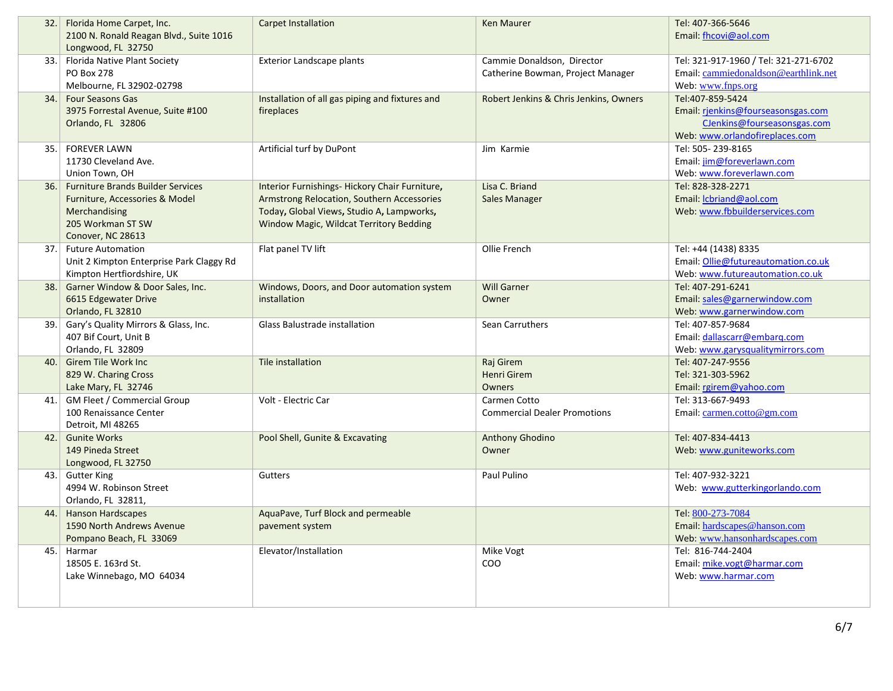| | | | | |
|---|---|---|---|---|
| 32. | Florida Home Carpet, Inc.<br>2100 N. Ronald Reagan Blvd., Suite 1016<br>Longwood, FL 32750 | Carpet Installation | Ken Maurer | Tel: 407-366-5646<br>Email: fhcovi@aol.com |
| 33. | Florida Native Plant Society<br>PO Box 278<br>Melbourne, FL 32902-02798 | Exterior Landscape plants | Cammie Donaldson, Director<br>Catherine Bowman, Project Manager | Tel: 321-917-1960 / Tel: 321-271-6702<br>Email: cammiedonaldson@earthlink.net<br>Web: www.fnps.org |
| 34. | Four Seasons Gas<br>3975 Forrestal Avenue, Suite #100<br>Orlando, FL 32806 | Installation of all gas piping and fixtures and fireplaces | Robert Jenkins & Chris Jenkins, Owners | Tel:407-859-5424<br>Email: rjenkins@fourseasonsgas.com<br>CJenkins@fourseasonsgas.com<br>Web: www.orlandofireplaces.com |
| 35. | FOREVER LAWN<br>11730 Cleveland Ave.<br>Union Town, OH | Artificial turf by DuPont | Jim Karmie | Tel: 505- 239-8165<br>Email: jim@foreverlawn.com<br>Web: www.foreverlawn.com |
| 36. | Furniture Brands Builder Services<br>Furniture, Accessories & Model Merchandising<br>205 Workman ST SW<br>Conover, NC 28613 | Interior Furnishings- Hickory Chair Furniture, Armstrong Relocation, Southern Accessories Today, Global Views, Studio A, Lampworks, Window Magic, Wildcat Territory Bedding | Lisa C. Briand<br>Sales Manager | Tel: 828-328-2271<br>Email: lcbriand@aol.com<br>Web: www.fbbuilderservices.com |
| 37. | Future Automation<br>Unit 2 Kimpton Enterprise Park Claggy Rd<br>Kimpton Hertfiordshire, UK | Flat panel TV lift | Ollie French | Tel: +44 (1438) 8335<br>Email: Ollie@futureautomation.co.uk<br>Web: www.futureautomation.co.uk |
| 38. | Garner Window & Door Sales, Inc.<br>6615 Edgewater Drive<br>Orlando, FL 32810 | Windows, Doors, and Door automation system installation | Will Garner<br>Owner | Tel: 407-291-6241<br>Email: sales@garnerwindow.com<br>Web: www.garnerwindow.com |
| 39. | Gary's Quality Mirrors & Glass, Inc.<br>407 Bif Court, Unit B<br>Orlando, FL 32809 | Glass Balustrade installation | Sean Carruthers | Tel: 407-857-9684<br>Email: dallascarr@embarq.com<br>Web: www.garysqualitymirrors.com |
| 40. | Girem Tile Work Inc<br>829 W. Charing Cross<br>Lake Mary, FL 32746 | Tile installation | Raj Girem<br>Henri Girem<br>Owners | Tel: 407-247-9556<br>Tel: 321-303-5962<br>Email: rgirem@yahoo.com |
| 41. | GM Fleet / Commercial Group<br>100 Renaissance Center<br>Detroit, MI 48265 | Volt - Electric Car | Carmen Cotto<br>Commercial Dealer Promotions | Tel: 313-667-9493<br>Email: carmen.cotto@gm.com |
| 42. | Gunite Works<br>149 Pineda Street<br>Longwood, FL 32750 | Pool Shell, Gunite & Excavating | Anthony Ghodino<br>Owner | Tel: 407-834-4413<br>Web: www.guniteworks.com |
| 43. | Gutter King<br>4994 W. Robinson Street<br>Orlando, FL 32811, | Gutters | Paul Pulino | Tel: 407-932-3221<br>Web: www.gutterkingorlando.com |
| 44. | Hanson Hardscapes<br>1590 North Andrews Avenue<br>Pompano Beach, FL 33069 | AquaPave, Turf Block and permeable pavement system | | Tel: 800-273-7084<br>Email: hardscapes@hanson.com<br>Web: www.hansonhardscapes.com |
| 45. | Harmar<br>18505 E. 163rd St.<br>Lake Winnebago, MO 64034 | Elevator/Installation | Mike Vogt<br>COO | Tel: 816-744-2404<br>Email: mike.vogt@harmar.com<br>Web: www.harmar.com |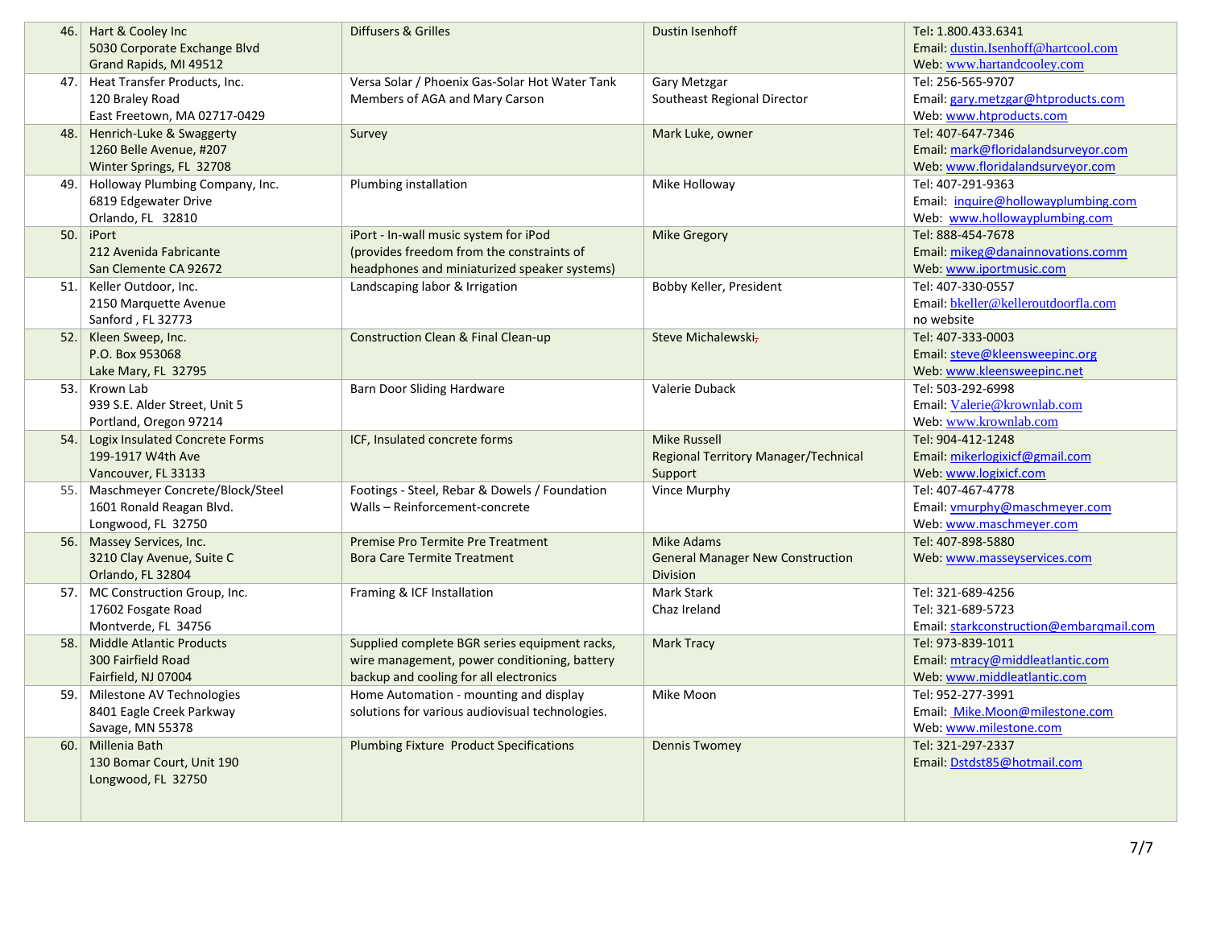| | | | | |
|---|---|---|---|---|
| 46. | Hart & Cooley Inc<br>5030 Corporate Exchange Blvd<br>Grand Rapids, MI 49512 | Diffusers & Grilles | Dustin Isenhoff | Tel: 1.800.433.6341<br>Email: dustin.Isenhoff@hartcool.com<br>Web: www.hartandcooley.com |
| 47. | Heat Transfer Products, Inc.<br>120 Braley Road<br>East Freetown, MA 02717-0429 | Versa Solar / Phoenix Gas-Solar Hot Water Tank<br>Members of AGA and Mary Carson | Gary Metzgar<br>Southeast Regional Director | Tel: 256-565-9707<br>Email: gary.metzgar@htproducts.com<br>Web: www.htproducts.com |
| 48. | Henrich-Luke & Swaggerty<br>1260 Belle Avenue, #207<br>Winter Springs, FL 32708 | Survey | Mark Luke, owner | Tel: 407-647-7346<br>Email: mark@floridalandsurveyor.com<br>Web: www.floridalandsurveyor.com |
| 49. | Holloway Plumbing Company, Inc.<br>6819 Edgewater Drive<br>Orlando, FL 32810 | Plumbing installation | Mike Holloway | Tel: 407-291-9363<br>Email: inquire@hollowayplumbing.com<br>Web: www.hollowayplumbing.com |
| 50. | iPort<br>212 Avenida Fabricante<br>San Clemente CA 92672 | iPort - In-wall music system for iPod<br>(provides freedom from the constraints of headphones and miniaturized speaker systems) | Mike Gregory | Tel: 888-454-7678<br>Email: mikeg@danainnovations.comm<br>Web: www.iportmusic.com |
| 51. | Keller Outdoor, Inc.<br>2150 Marquette Avenue<br>Sanford , FL 32773 | Landscaping labor & Irrigation | Bobby Keller, President | Tel: 407-330-0557<br>Email: bkeller@kelleroutdoorfla.com<br>no website |
| 52. | Kleen Sweep, Inc.<br>P.O. Box 953068<br>Lake Mary, FL 32795 | Construction Clean & Final Clean-up | Steve Michalewski | Tel: 407-333-0003<br>Email: steve@kleensweepinc.org<br>Web: www.kleensweepinc.net |
| 53. | Krown Lab<br>939 S.E. Alder Street, Unit 5<br>Portland, Oregon 97214 | Barn Door Sliding Hardware | Valerie Duback | Tel: 503-292-6998<br>Email: Valerie@krownlab.com<br>Web: www.krownlab.com |
| 54. | Logix Insulated Concrete Forms<br>199-1917 W4th Ave<br>Vancouver, FL 33133 | ICF, Insulated concrete forms | Mike Russell<br>Regional Territory Manager/Technical Support | Tel: 904-412-1248<br>Email: mikerlogixicf@gmail.com<br>Web: www.logixicf.com |
| 55. | Maschmeyer Concrete/Block/Steel<br>1601 Ronald Reagan Blvd.<br>Longwood, FL 32750 | Footings - Steel, Rebar & Dowels / Foundation Walls – Reinforcement-concrete | Vince Murphy | Tel: 407-467-4778<br>Email: vmurphy@maschmeyer.com<br>Web: www.maschmeyer.com |
| 56. | Massey Services, Inc.<br>3210 Clay Avenue, Suite C<br>Orlando, FL 32804 | Premise Pro Termite Pre Treatment<br>Bora Care Termite Treatment | Mike Adams<br>General Manager New Construction Division | Tel: 407-898-5880<br>Web: www.masseyservices.com |
| 57. | MC Construction Group, Inc.<br>17602 Fosgate Road<br>Montverde, FL 34756 | Framing & ICF Installation | Mark Stark<br>Chaz Ireland | Tel: 321-689-4256<br>Tel: 321-689-5723<br>Email: starkconstruction@embarqmail.com |
| 58. | Middle Atlantic Products<br>300 Fairfield Road<br>Fairfield, NJ 07004 | Supplied complete BGR series equipment racks, wire management, power conditioning, battery backup and cooling for all electronics | Mark Tracy | Tel: 973-839-1011<br>Email: mtracy@middleatlantic.com<br>Web: www.middleatlantic.com |
| 59. | Milestone AV Technologies<br>8401 Eagle Creek Parkway<br>Savage, MN 55378 | Home Automation - mounting and display solutions for various audiovisual technologies. | Mike Moon | Tel: 952-277-3991<br>Email: Mike.Moon@milestone.com<br>Web: www.milestone.com |
| 60. | Millenia Bath<br>130 Bomar Court, Unit 190<br>Longwood, FL 32750 | Plumbing Fixture Product Specifications | Dennis Twomey | Tel: 321-297-2337<br>Email: Dstdst85@hotmail.com |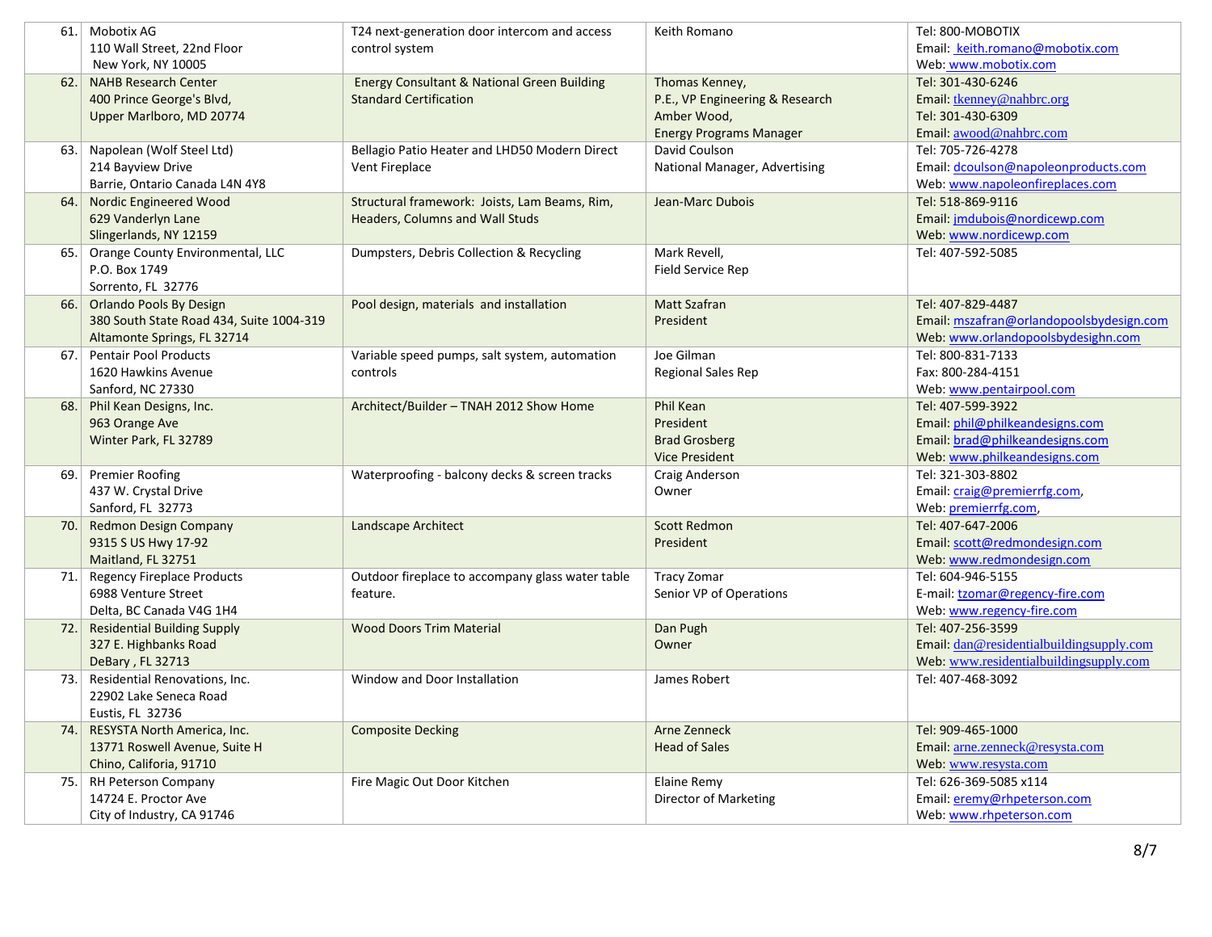| | | | | |
|---|---|---|---|---|
| 61. | Mobotix AG<br>110 Wall Street, 22nd Floor<br>New York, NY 10005 | T24 next-generation door intercom and access control system | Keith Romano | Tel: 800-MOBOTIX<br>Email: keith.romano@mobotix.com<br>Web: www.mobotix.com |
| 62. | NAHB Research Center<br>400 Prince George's Blvd,<br>Upper Marlboro, MD 20774 | Energy Consultant & National Green Building Standard Certification | Thomas Kenney,<br>P.E., VP Engineering & Research<br>Amber Wood,<br>Energy Programs Manager | Tel: 301-430-6246<br>Email: tkenney@nahbrc.org<br>Tel: 301-430-6309<br>Email: awood@nahbrc.com |
| 63. | Napolean (Wolf Steel Ltd)<br>214 Bayview Drive<br>Barrie, Ontario Canada L4N 4Y8 | Bellagio Patio Heater and LHD50 Modern Direct Vent Fireplace | David Coulson<br>National Manager, Advertising | Tel: 705-726-4278<br>Email: dcoulson@napoleonproducts.com<br>Web: www.napoleonfireplaces.com |
| 64. | Nordic Engineered Wood<br>629 Vanderlyn Lane<br>Slingerlands, NY 12159 | Structural framework: Joists, Lam Beams, Rim, Headers, Columns and Wall Studs | Jean-Marc Dubois | Tel: 518-869-9116<br>Email: jmdubois@nordicewp.com<br>Web: www.nordicewp.com |
| 65. | Orange County Environmental, LLC<br>P.O. Box 1749<br>Sorrento, FL 32776 | Dumpsters, Debris Collection & Recycling | Mark Revell,<br>Field Service Rep | Tel: 407-592-5085 |
| 66. | Orlando Pools By Design<br>380 South State Road 434, Suite 1004-319<br>Altamonte Springs, FL 32714 | Pool design, materials and installation | Matt Szafran<br>President | Tel: 407-829-4487<br>Email: mszafran@orlandopoolsbydesign.com<br>Web: www.orlandopoolsbydesighn.com |
| 67. | Pentair Pool Products<br>1620 Hawkins Avenue<br>Sanford, NC 27330 | Variable speed pumps, salt system, automation controls | Joe Gilman<br>Regional Sales Rep | Tel: 800-831-7133<br>Fax: 800-284-4151<br>Web: www.pentairpool.com |
| 68. | Phil Kean Designs, Inc.<br>963 Orange Ave<br>Winter Park, FL 32789 | Architect/Builder – TNAH 2012 Show Home | Phil Kean<br>President<br>Brad Grosberg<br>Vice President | Tel: 407-599-3922<br>Email: phil@philkeandesigns.com<br>Email: brad@philkeandesigns.com<br>Web: www.philkeandesigns.com |
| 69. | Premier Roofing<br>437 W. Crystal Drive<br>Sanford, FL 32773 | Waterproofing - balcony decks & screen tracks | Craig Anderson<br>Owner | Tel: 321-303-8802<br>Email: craig@premierrfg.com,<br>Web: premierrfg.com, |
| 70. | Redmon Design Company<br>9315 S US Hwy 17-92<br>Maitland, FL 32751 | Landscape Architect | Scott Redmon<br>President | Tel: 407-647-2006<br>Email: scott@redmondesign.com<br>Web: www.redmondesign.com |
| 71. | Regency Fireplace Products<br>6988 Venture Street<br>Delta, BC Canada V4G 1H4 | Outdoor fireplace to accompany glass water table feature. | Tracy Zomar<br>Senior VP of Operations | Tel: 604-946-5155<br>E-mail: tzomar@regency-fire.com<br>Web: www.regency-fire.com |
| 72. | Residential Building Supply<br>327 E. Highbanks Road<br>DeBary , FL 32713 | Wood Doors Trim Material | Dan Pugh<br>Owner | Tel: 407-256-3599<br>Email: dan@residentialbuildingsupply.com<br>Web: www.residentialbuildingsupply.com |
| 73. | Residential Renovations, Inc.<br>22902 Lake Seneca Road<br>Eustis, FL 32736 | Window and Door Installation | James Robert | Tel: 407-468-3092 |
| 74. | RESYSTA North America, Inc.<br>13771 Roswell Avenue, Suite H<br>Chino, Califoria, 91710 | Composite Decking | Arne Zenneck<br>Head of Sales | Tel: 909-465-1000<br>Email: arne.zenneck@resysta.com<br>Web: www.resysta.com |
| 75. | RH Peterson Company<br>14724 E. Proctor Ave<br>City of Industry, CA 91746 | Fire Magic Out Door Kitchen | Elaine Remy<br>Director of Marketing | Tel: 626-369-5085 x114<br>Email: eremy@rhpeterson.com<br>Web: www.rhpeterson.com |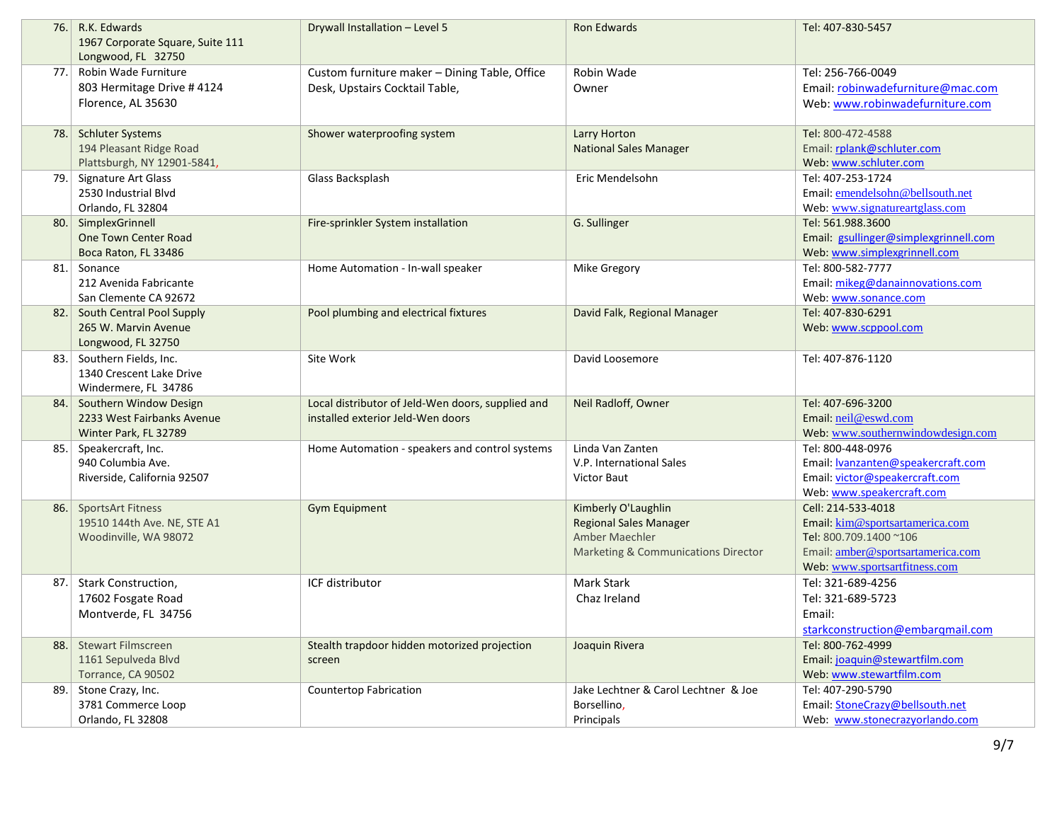| | | | | |
|---|---|---|---|---|
| 76. | R.K. Edwards<br>1967 Corporate Square, Suite 111<br>Longwood, FL 32750 | Drywall Installation – Level 5 | Ron Edwards | Tel: 407-830-5457 |
| 77. | Robin Wade Furniture<br>803 Hermitage Drive # 4124<br>Florence, AL 35630 | Custom furniture maker – Dining Table, Office Desk, Upstairs Cocktail Table, | Robin Wade<br>Owner | Tel: 256-766-0049<br>Email: robinwadefurniture@mac.com<br>Web: www.robinwadefurniture.com |
| 78. | Schluter Systems<br>194 Pleasant Ridge Road<br>Plattsburgh, NY 12901-5841, | Shower waterproofing system | Larry Horton<br>National Sales Manager | Tel: 800-472-4588<br>Email: rplank@schluter.com<br>Web: www.schluter.com |
| 79. | Signature Art Glass<br>2530 Industrial Blvd<br>Orlando, FL 32804 | Glass Backsplash | Eric Mendelsohn | Tel: 407-253-1724<br>Email: emendelsohn@bellsouth.net<br>Web: www.signatureartglass.com |
| 80. | SimplexGrinnell<br>One Town Center Road<br>Boca Raton, FL 33486 | Fire-sprinkler System installation | G. Sullinger | Tel: 561.988.3600<br>Email: gsullinger@simplexgrinnell.com<br>Web: www.simplexgrinnell.com |
| 81. | Sonance<br>212 Avenida Fabricante<br>San Clemente CA 92672 | Home Automation - In-wall speaker | Mike Gregory | Tel: 800-582-7777<br>Email: mikeg@danainnovations.com<br>Web: www.sonance.com |
| 82. | South Central Pool Supply<br>265 W. Marvin Avenue<br>Longwood, FL 32750 | Pool plumbing and electrical fixtures | David Falk, Regional Manager | Tel: 407-830-6291<br>Web: www.scppool.com |
| 83. | Southern Fields, Inc.<br>1340 Crescent Lake Drive<br>Windermere, FL 34786 | Site Work | David Loosemore | Tel: 407-876-1120 |
| 84. | Southern Window Design<br>2233 West Fairbanks Avenue<br>Winter Park, FL 32789 | Local distributor of Jeld-Wen doors, supplied and installed exterior Jeld-Wen doors | Neil Radloff, Owner | Tel: 407-696-3200<br>Email: neil@eswd.com<br>Web: www.southernwindowdesign.com |
| 85. | Speakercraft, Inc.<br>940 Columbia Ave.<br>Riverside, California 92507 | Home Automation - speakers and control systems | Linda Van Zanten<br>V.P. International Sales<br>Victor Baut | Tel: 800-448-0976<br>Email: lvanzanten@speakercraft.com<br>Email: victor@speakercraft.com<br>Web: www.speakercraft.com |
| 86. | SportsArt Fitness<br>19510 144th Ave. NE, STE A1<br>Woodinville, WA 98072 | Gym Equipment | Kimberly O'Laughlin<br>Regional Sales Manager<br>Amber Maechler<br>Marketing & Communications Director | Cell: 214-533-4018<br>Email: kim@sportsartamerica.com<br>Tel: 800.709.1400 ~106<br>Email: amber@sportsartamerica.com<br>Web: www.sportsartfitness.com |
| 87. | Stark Construction,<br>17602 Fosgate Road<br>Montverde, FL 34756 | ICF distributor | Mark Stark<br>Chaz Ireland | Tel: 321-689-4256<br>Tel: 321-689-5723<br>Email:<br>starkconstruction@embarqmail.com |
| 88. | Stewart Filmscreen<br>1161 Sepulveda Blvd<br>Torrance, CA 90502 | Stealth trapdoor hidden motorized projection screen | Joaquin Rivera | Tel: 800-762-4999<br>Email: joaquin@stewartfilm.com<br>Web: www.stewartfilm.com |
| 89. | Stone Crazy, Inc.<br>3781 Commerce Loop<br>Orlando, FL 32808 | Countertop Fabrication | Jake Lechtner & Carol Lechtner & Joe Borsellino,<br>Principals | Tel: 407-290-5790<br>Email: StoneCrazy@bellsouth.net<br>Web: www.stonecrazyorlando.com |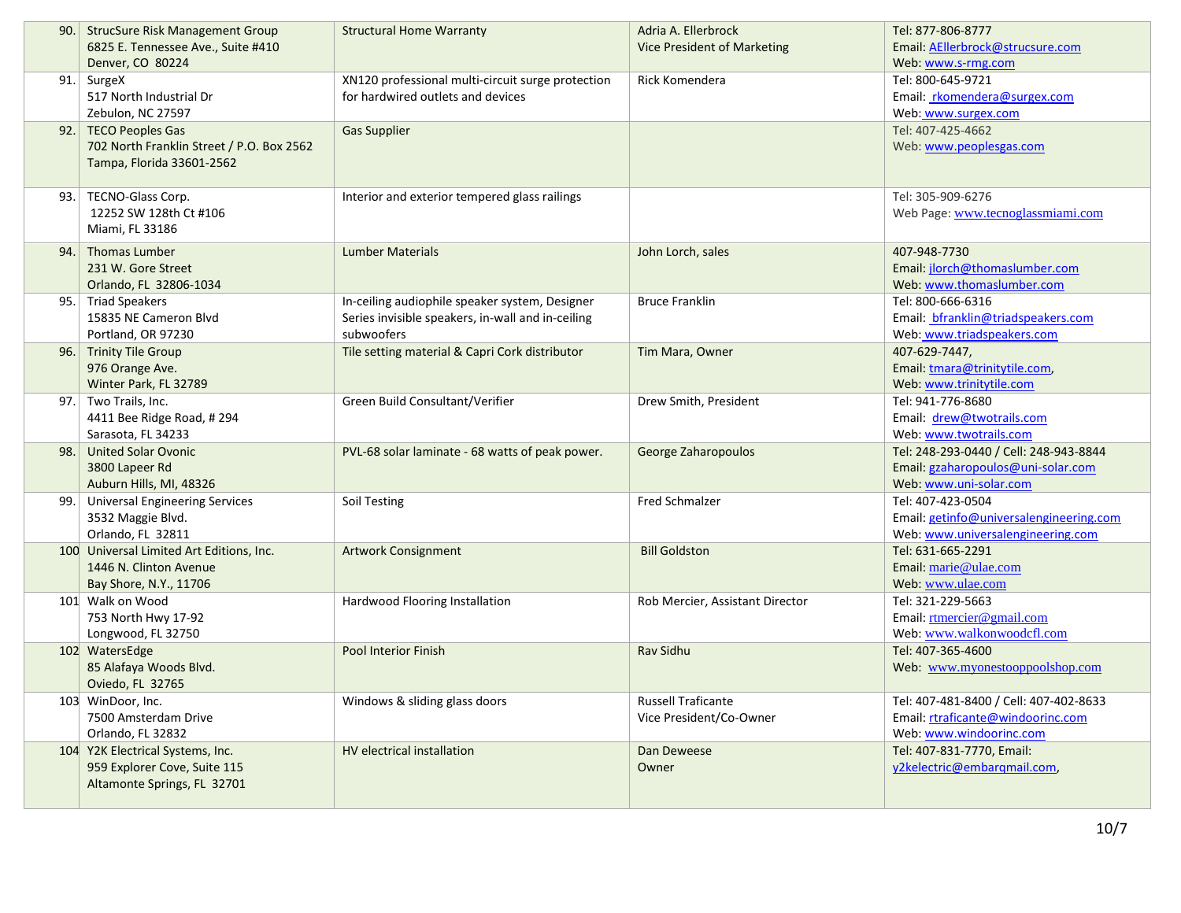| | | | | |
|---|---|---|---|---|
| 90. | StrucSure Risk Management Group<br>6825 E. Tennessee Ave., Suite #410<br>Denver, CO 80224 | Structural Home Warranty | Adria A. Ellerbrock<br>Vice President of Marketing | Tel: 877-806-8777<br>Email: AEllerbrock@strucsure.com<br>Web: www.s-rmg.com |
| 91. | SurgeX<br>517 North Industrial Dr<br>Zebulon, NC 27597 | XN120 professional multi-circuit surge protection for hardwired outlets and devices | Rick Komendera | Tel: 800-645-9721<br>Email: rkomendera@surgex.com<br>Web: www.surgex.com |
| 92. | TECO Peoples Gas<br>702 North Franklin Street / P.O. Box 2562<br>Tampa, Florida 33601-2562 | Gas Supplier | | Tel: 407-425-4662<br>Web: www.peoplesgas.com |
| 93. | TECNO-Glass Corp.<br>12252 SW 128th Ct #106<br>Miami, FL 33186 | Interior and exterior tempered glass railings | | Tel: 305-909-6276<br>Web Page: www.tecnoglassmiami.com |
| 94. | Thomas Lumber<br>231 W. Gore Street<br>Orlando, FL 32806-1034 | Lumber Materials | John Lorch, sales | 407-948-7730<br>Email: jlorch@thomaslumber.com<br>Web: www.thomaslumber.com |
| 95. | Triad Speakers<br>15835 NE Cameron Blvd<br>Portland, OR 97230 | In-ceiling audiophile speaker system, Designer Series invisible speakers, in-wall and in-ceiling subwoofers | Bruce Franklin | Tel: 800-666-6316<br>Email: bfranklin@triadspeakers.com<br>Web: www.triadspeakers.com |
| 96. | Trinity Tile Group<br>976 Orange Ave.<br>Winter Park, FL 32789 | Tile setting material & Capri Cork distributor | Tim Mara, Owner | 407-629-7447,<br>Email: tmara@trinitytile.com,<br>Web: www.trinitytile.com |
| 97. | Two Trails, Inc.<br>4411 Bee Ridge Road, # 294<br>Sarasota, FL 34233 | Green Build Consultant/Verifier | Drew Smith, President | Tel: 941-776-8680<br>Email: drew@twotrails.com<br>Web: www.twotrails.com |
| 98. | United Solar Ovonic<br>3800 Lapeer Rd<br>Auburn Hills, MI, 48326 | PVL-68 solar laminate - 68 watts of peak power. | George Zaharopoulos | Tel: 248-293-0440 / Cell: 248-943-8844<br>Email: gzaharopoulos@uni-solar.com<br>Web: www.uni-solar.com |
| 99. | Universal Engineering Services<br>3532 Maggie Blvd.<br>Orlando, FL 32811 | Soil Testing | Fred Schmalzer | Tel: 407-423-0504<br>Email: getinfo@universalengineering.com<br>Web: www.universalengineering.com |
| 100 | Universal Limited Art Editions, Inc.<br>1446 N. Clinton Avenue<br>Bay Shore, N.Y., 11706 | Artwork Consignment | Bill Goldston | Tel: 631-665-2291<br>Email: marie@ulae.com<br>Web: www.ulae.com |
| 101 | Walk on Wood<br>753 North Hwy 17-92<br>Longwood, FL 32750 | Hardwood Flooring Installation | Rob Mercier, Assistant Director | Tel: 321-229-5663<br>Email: rtmercier@gmail.com<br>Web: www.walkonwoodcfl.com |
| 102 | WatersEdge<br>85 Alafaya Woods Blvd.<br>Oviedo, FL 32765 | Pool Interior Finish | Rav Sidhu | Tel: 407-365-4600<br>Web: www.myonestooppoolshop.com |
| 103 | WinDoor, Inc.<br>7500 Amsterdam Drive<br>Orlando, FL 32832 | Windows & sliding glass doors | Russell Traficante<br>Vice President/Co-Owner | Tel: 407-481-8400 / Cell: 407-402-8633<br>Email: rtraficante@windoorinc.com<br>Web: www.windoorinc.com |
| 104 | Y2K Electrical Systems, Inc.<br>959 Explorer Cove, Suite 115<br>Altamonte Springs, FL 32701 | HV electrical installation | Dan Deweese<br>Owner | Tel: 407-831-7770, Email:<br>y2kelectric@embarqmail.com, |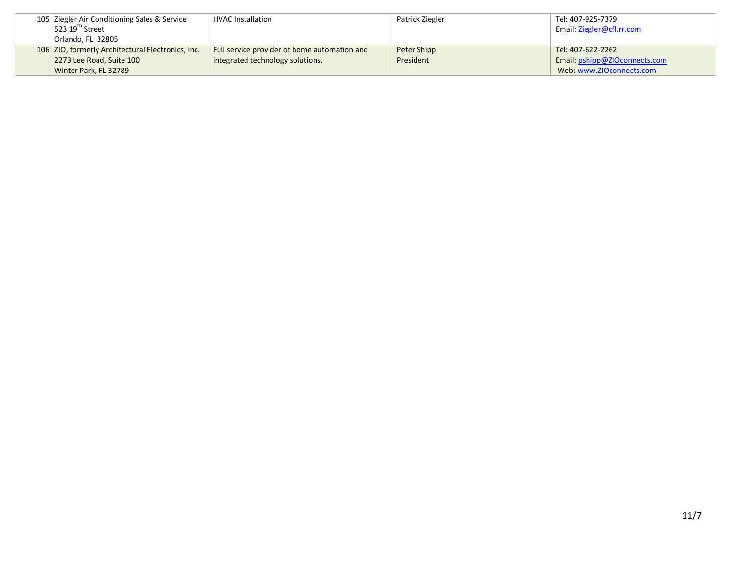| | | | | |
|---|---|---|---|---|
| 105 | Ziegler Air Conditioning Sales & Service<br>523 19th Street<br>Orlando, FL 32805 | HVAC Installation | Patrick Ziegler | Tel: 407-925-7379<br>Email: Ziegler@cfl.rr.com |
| 106 | ZIO, formerly Architectural Electronics, Inc.<br>2273 Lee Road, Suite 100<br>Winter Park, FL 32789 | Full service provider of home automation and integrated technology solutions. | Peter Shipp<br>President | Tel: 407-622-2262<br>Email: pshipp@ZIOconnects.com<br>Web: www.ZIOconnects.com |

11/7